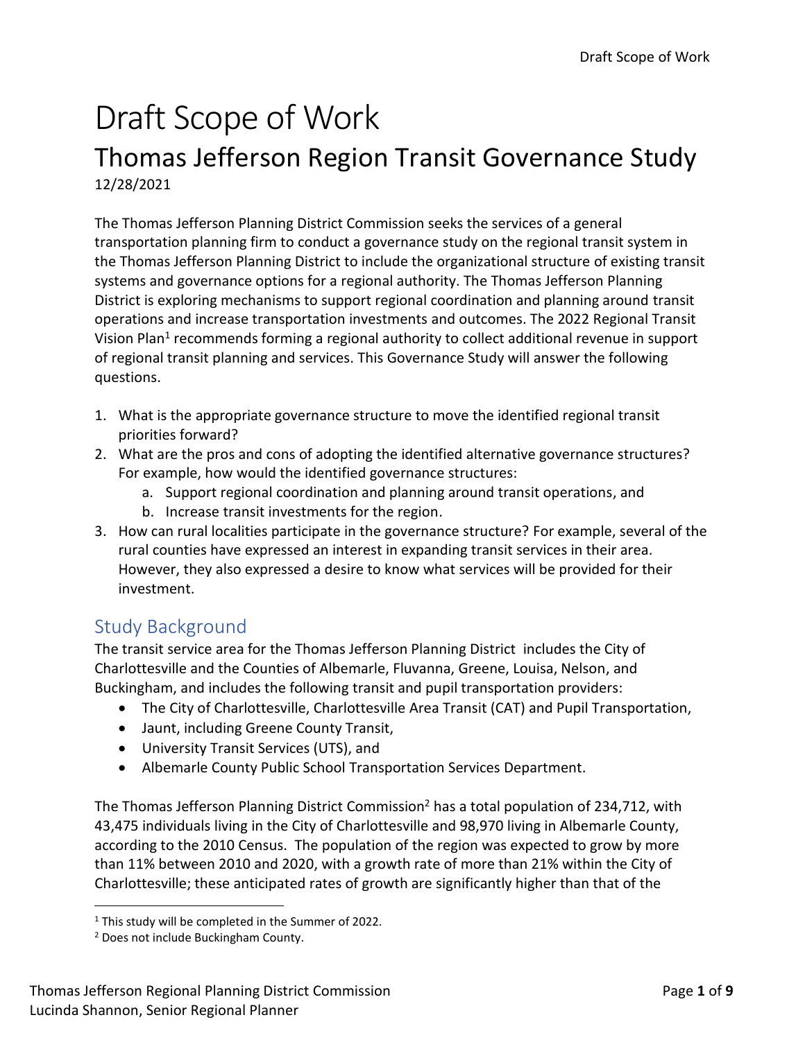# Draft Scope of Work

## Thomas Jefferson Region Transit Governance Study

12/28/2021

The Thomas Jefferson Planning District Commission seeks the services of a general transportation planning firm to conduct a governance study on the regional transit system in the Thomas Jefferson Planning District to include the organizational structure of existing transit systems and governance options for a regional authority. The Thomas Jefferson Planning District is exploring mechanisms to support regional coordination and planning around transit operations and increase transportation investments and outcomes. The 2022 Regional Transit Vision Plan[1] recommends forming a regional authority to collect additional revenue in support of regional transit planning and services. This Governance Study will answer the following questions.

1. What is the appropriate governance structure to move the identified regional transit priorities forward?
2. What are the pros and cons of adopting the identified alternative governance structures? For example, how would the identified governance structures:
   a. Support regional coordination and planning around transit operations, and
   b. Increase transit investments for the region.
3. How can rural localities participate in the governance structure? For example, several of the rural counties have expressed an interest in expanding transit services in their area. However, they also expressed a desire to know what services will be provided for their investment.

### Study Background

The transit service area for the Thomas Jefferson Planning District includes the City of Charlottesville and the Counties of Albemarle, Fluvanna, Greene, Louisa, Nelson, and Buckingham, and includes the following transit and pupil transportation providers:

- The City of Charlottesville, Charlottesville Area Transit (CAT) and Pupil Transportation,
- Jaunt, including Greene County Transit,
- University Transit Services (UTS), and
- Albemarle County Public School Transportation Services Department.

The Thomas Jefferson Planning District Commission[2] has a total population of 234,712, with 43,475 individuals living in the City of Charlottesville and 98,970 living in Albemarle County, according to the 2010 Census. The population of the region was expected to grow by more than 11% between 2010 and 2020, with a growth rate of more than 21% within the City of Charlottesville; these anticipated rates of growth are significantly higher than that of the

[1] This study will be completed in the Summer of 2022.

[2] Does not include Buckingham County.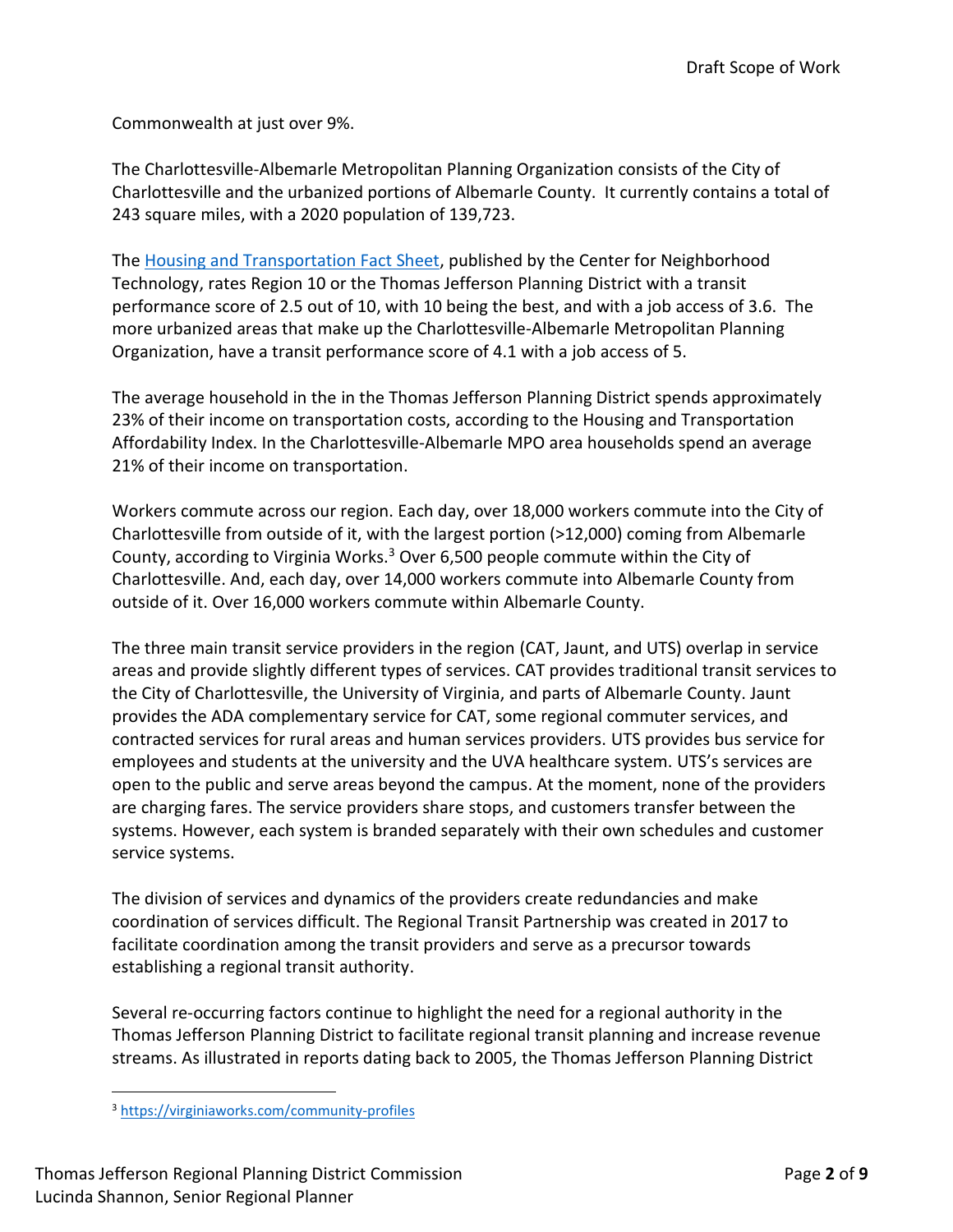Commonwealth at just over 9%.

The Charlottesville-Albemarle Metropolitan Planning Organization consists of the City of Charlottesville and the urbanized portions of Albemarle County. It currently contains a total of 243 square miles, with a 2020 population of 139,723.

The Housing and Transportation Fact Sheet, published by the Center for Neighborhood Technology, rates Region 10 or the Thomas Jefferson Planning District with a transit performance score of 2.5 out of 10, with 10 being the best, and with a job access of 3.6. The more urbanized areas that make up the Charlottesville-Albemarle Metropolitan Planning Organization, have a transit performance score of 4.1 with a job access of 5.

The average household in the in the Thomas Jefferson Planning District spends approximately 23% of their income on transportation costs, according to the Housing and Transportation Affordability Index. In the Charlottesville-Albemarle MPO area households spend an average 21% of their income on transportation.

Workers commute across our region. Each day, over 18,000 workers commute into the City of Charlottesville from outside of it, with the largest portion (>12,000) coming from Albemarle County, according to Virginia Works.[3] Over 6,500 people commute within the City of Charlottesville. And, each day, over 14,000 workers commute into Albemarle County from outside of it. Over 16,000 workers commute within Albemarle County.

The three main transit service providers in the region (CAT, Jaunt, and UTS) overlap in service areas and provide slightly different types of services. CAT provides traditional transit services to the City of Charlottesville, the University of Virginia, and parts of Albemarle County. Jaunt provides the ADA complementary service for CAT, some regional commuter services, and contracted services for rural areas and human services providers. UTS provides bus service for employees and students at the university and the UVA healthcare system. UTS's services are open to the public and serve areas beyond the campus. At the moment, none of the providers are charging fares. The service providers share stops, and customers transfer between the systems. However, each system is branded separately with their own schedules and customer service systems.

The division of services and dynamics of the providers create redundancies and make coordination of services difficult. The Regional Transit Partnership was created in 2017 to facilitate coordination among the transit providers and serve as a precursor towards establishing a regional transit authority.

Several re-occurring factors continue to highlight the need for a regional authority in the Thomas Jefferson Planning District to facilitate regional transit planning and increase revenue streams. As illustrated in reports dating back to 2005, the Thomas Jefferson Planning District

[3] https://virginiaworks.com/community-profiles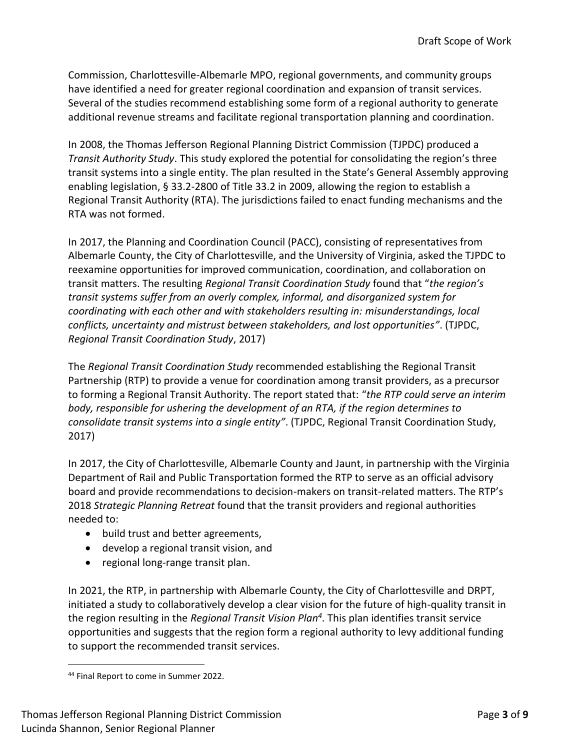Commission, Charlottesville-Albemarle MPO, regional governments, and community groups have identified a need for greater regional coordination and expansion of transit services. Several of the studies recommend establishing some form of a regional authority to generate additional revenue streams and facilitate regional transportation planning and coordination.

In 2008, the Thomas Jefferson Regional Planning District Commission (TJPDC) produced a *Transit Authority Study*. This study explored the potential for consolidating the region's three transit systems into a single entity. The plan resulted in the State's General Assembly approving enabling legislation, § 33.2-2800 of Title 33.2 in 2009, allowing the region to establish a Regional Transit Authority (RTA). The jurisdictions failed to enact funding mechanisms and the RTA was not formed.

In 2017, the Planning and Coordination Council (PACC), consisting of representatives from Albemarle County, the City of Charlottesville, and the University of Virginia, asked the TJPDC to reexamine opportunities for improved communication, coordination, and collaboration on transit matters. The resulting *Regional Transit Coordination Study* found that "*the region's transit systems suffer from an overly complex, informal, and disorganized system for coordinating with each other and with stakeholders resulting in: misunderstandings, local conflicts, uncertainty and mistrust between stakeholders, and lost opportunities"*. (TJPDC, *Regional Transit Coordination Study*, 2017)

The *Regional Transit Coordination Study* recommended establishing the Regional Transit Partnership (RTP) to provide a venue for coordination among transit providers, as a precursor to forming a Regional Transit Authority. The report stated that: "*the RTP could serve an interim body, responsible for ushering the development of an RTA, if the region determines to consolidate transit systems into a single entity"*. (TJPDC, Regional Transit Coordination Study, 2017)

In 2017, the City of Charlottesville, Albemarle County and Jaunt, in partnership with the Virginia Department of Rail and Public Transportation formed the RTP to serve as an official advisory board and provide recommendations to decision-makers on transit-related matters. The RTP's 2018 *Strategic Planning Retreat* found that the transit providers and regional authorities needed to:

- build trust and better agreements,
- develop a regional transit vision, and
- regional long-range transit plan.

In 2021, the RTP, in partnership with Albemarle County, the City of Charlottesville and DRPT, initiated a study to collaboratively develop a clear vision for the future of high-quality transit in the region resulting in the *Regional Transit Vision Plan*[4]. This plan identifies transit service opportunities and suggests that the region form a regional authority to levy additional funding to support the recommended transit services.

---

[44] Final Report to come in Summer 2022.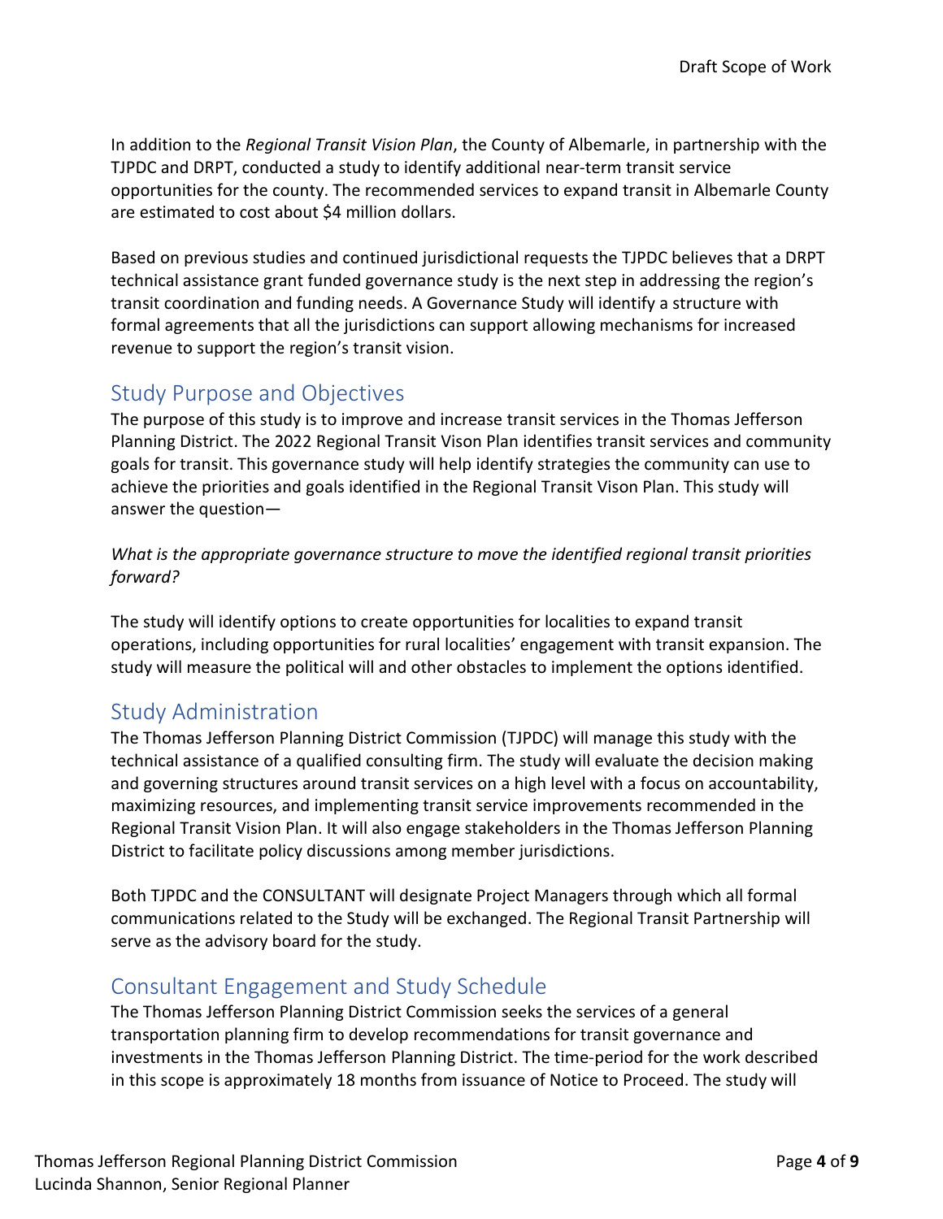In addition to the *Regional Transit Vision Plan*, the County of Albemarle, in partnership with the TJPDC and DRPT, conducted a study to identify additional near-term transit service opportunities for the county. The recommended services to expand transit in Albemarle County are estimated to cost about $4 million dollars.

Based on previous studies and continued jurisdictional requests the TJPDC believes that a DRPT technical assistance grant funded governance study is the next step in addressing the region's transit coordination and funding needs. A Governance Study will identify a structure with formal agreements that all the jurisdictions can support allowing mechanisms for increased revenue to support the region's transit vision.

## Study Purpose and Objectives

The purpose of this study is to improve and increase transit services in the Thomas Jefferson Planning District. The 2022 Regional Transit Vison Plan identifies transit services and community goals for transit. This governance study will help identify strategies the community can use to achieve the priorities and goals identified in the Regional Transit Vison Plan. This study will answer the question—

*What is the appropriate governance structure to move the identified regional transit priorities forward?*

The study will identify options to create opportunities for localities to expand transit operations, including opportunities for rural localities' engagement with transit expansion. The study will measure the political will and other obstacles to implement the options identified.

## Study Administration

The Thomas Jefferson Planning District Commission (TJPDC) will manage this study with the technical assistance of a qualified consulting firm. The study will evaluate the decision making and governing structures around transit services on a high level with a focus on accountability, maximizing resources, and implementing transit service improvements recommended in the Regional Transit Vision Plan. It will also engage stakeholders in the Thomas Jefferson Planning District to facilitate policy discussions among member jurisdictions.

Both TJPDC and the CONSULTANT will designate Project Managers through which all formal communications related to the Study will be exchanged. The Regional Transit Partnership will serve as the advisory board for the study.

## Consultant Engagement and Study Schedule

The Thomas Jefferson Planning District Commission seeks the services of a general transportation planning firm to develop recommendations for transit governance and investments in the Thomas Jefferson Planning District. The time-period for the work described in this scope is approximately 18 months from issuance of Notice to Proceed. The study will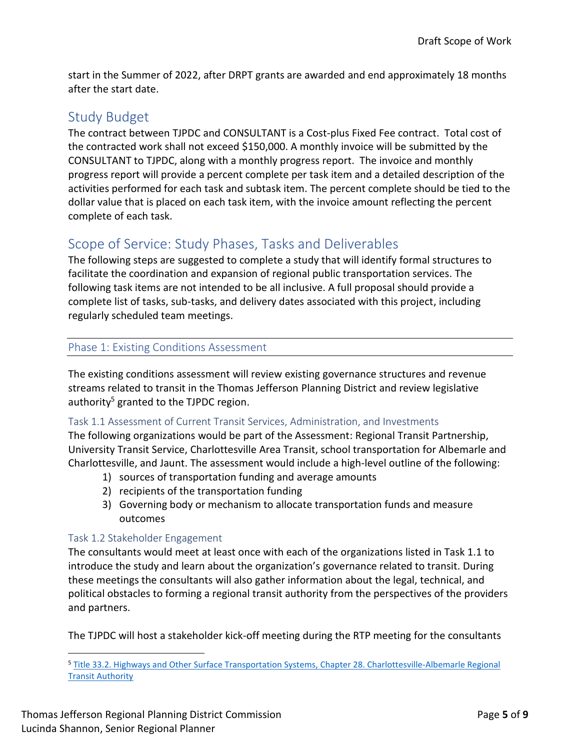start in the Summer of 2022, after DRPT grants are awarded and end approximately 18 months after the start date.

## Study Budget

The contract between TJPDC and CONSULTANT is a Cost-plus Fixed Fee contract. Total cost of the contracted work shall not exceed $150,000. A monthly invoice will be submitted by the CONSULTANT to TJPDC, along with a monthly progress report. The invoice and monthly progress report will provide a percent complete per task item and a detailed description of the activities performed for each task and subtask item. The percent complete should be tied to the dollar value that is placed on each task item, with the invoice amount reflecting the percent complete of each task.

## Scope of Service: Study Phases, Tasks and Deliverables

The following steps are suggested to complete a study that will identify formal structures to facilitate the coordination and expansion of regional public transportation services. The following task items are not intended to be all inclusive. A full proposal should provide a complete list of tasks, sub-tasks, and delivery dates associated with this project, including regularly scheduled team meetings.

### Phase 1: Existing Conditions Assessment

The existing conditions assessment will review existing governance structures and revenue streams related to transit in the Thomas Jefferson Planning District and review legislative authority[5] granted to the TJPDC region.

#### Task 1.1 Assessment of Current Transit Services, Administration, and Investments

The following organizations would be part of the Assessment: Regional Transit Partnership, University Transit Service, Charlottesville Area Transit, school transportation for Albemarle and Charlottesville, and Jaunt. The assessment would include a high-level outline of the following:

1) sources of transportation funding and average amounts
2) recipients of the transportation funding
3) Governing body or mechanism to allocate transportation funds and measure outcomes

#### Task 1.2 Stakeholder Engagement

The consultants would meet at least once with each of the organizations listed in Task 1.1 to introduce the study and learn about the organization's governance related to transit. During these meetings the consultants will also gather information about the legal, technical, and political obstacles to forming a regional transit authority from the perspectives of the providers and partners.

The TJPDC will host a stakeholder kick-off meeting during the RTP meeting for the consultants

[5] Title 33.2. Highways and Other Surface Transportation Systems, Chapter 28. Charlottesville-Albemarle Regional Transit Authority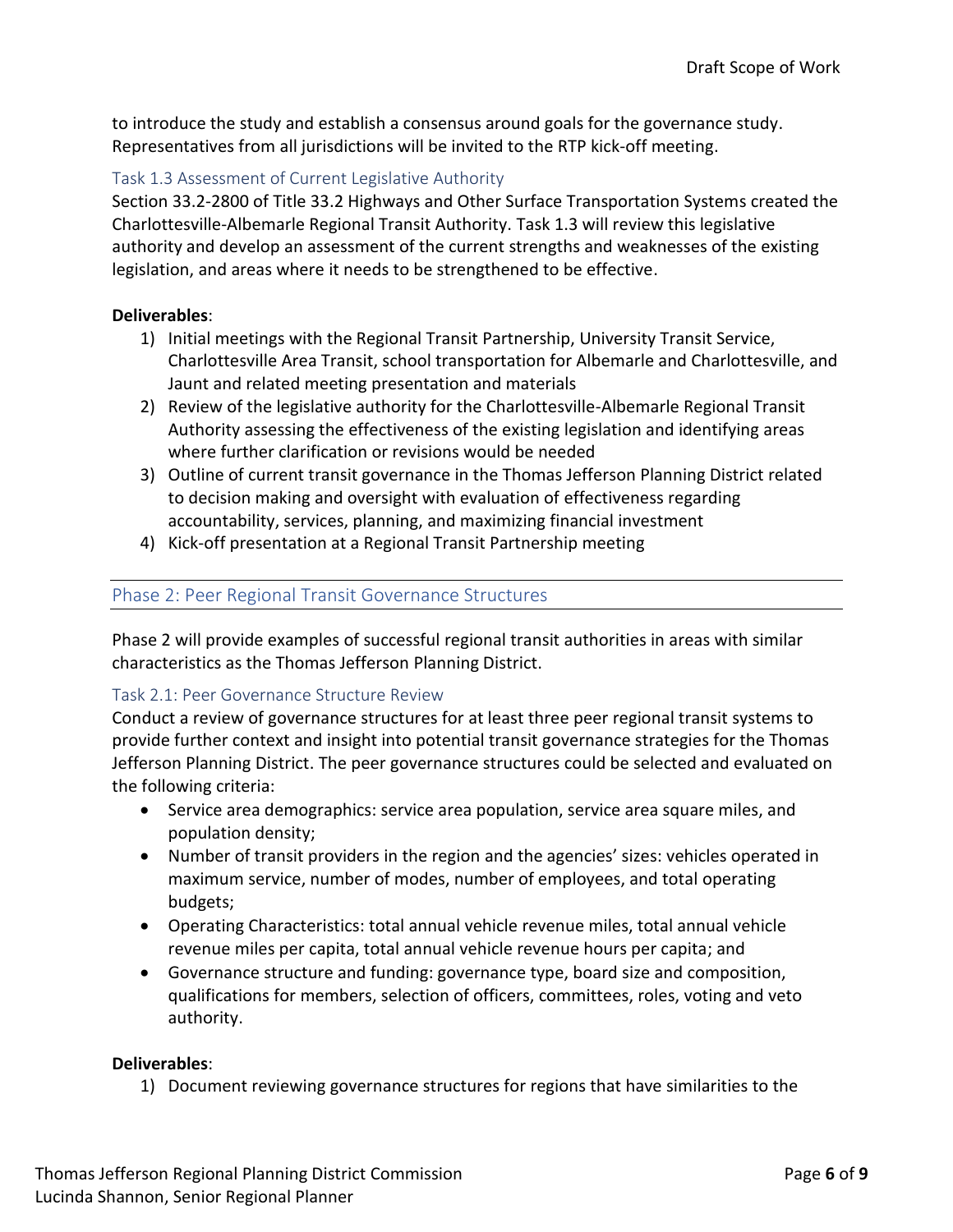to introduce the study and establish a consensus around goals for the governance study. Representatives from all jurisdictions will be invited to the RTP kick-off meeting.

### Task 1.3 Assessment of Current Legislative Authority

Section 33.2-2800 of Title 33.2 Highways and Other Surface Transportation Systems created the Charlottesville-Albemarle Regional Transit Authority. Task 1.3 will review this legislative authority and develop an assessment of the current strengths and weaknesses of the existing legislation, and areas where it needs to be strengthened to be effective.

**Deliverables**:

1) Initial meetings with the Regional Transit Partnership, University Transit Service, Charlottesville Area Transit, school transportation for Albemarle and Charlottesville, and Jaunt and related meeting presentation and materials
2) Review of the legislative authority for the Charlottesville-Albemarle Regional Transit Authority assessing the effectiveness of the existing legislation and identifying areas where further clarification or revisions would be needed
3) Outline of current transit governance in the Thomas Jefferson Planning District related to decision making and oversight with evaluation of effectiveness regarding accountability, services, planning, and maximizing financial investment
4) Kick-off presentation at a Regional Transit Partnership meeting

## Phase 2: Peer Regional Transit Governance Structures

Phase 2 will provide examples of successful regional transit authorities in areas with similar characteristics as the Thomas Jefferson Planning District.

### Task 2.1: Peer Governance Structure Review

Conduct a review of governance structures for at least three peer regional transit systems to provide further context and insight into potential transit governance strategies for the Thomas Jefferson Planning District. The peer governance structures could be selected and evaluated on the following criteria:

- Service area demographics: service area population, service area square miles, and population density;
- Number of transit providers in the region and the agencies' sizes: vehicles operated in maximum service, number of modes, number of employees, and total operating budgets;
- Operating Characteristics: total annual vehicle revenue miles, total annual vehicle revenue miles per capita, total annual vehicle revenue hours per capita; and
- Governance structure and funding: governance type, board size and composition, qualifications for members, selection of officers, committees, roles, voting and veto authority.

**Deliverables**:

1) Document reviewing governance structures for regions that have similarities to the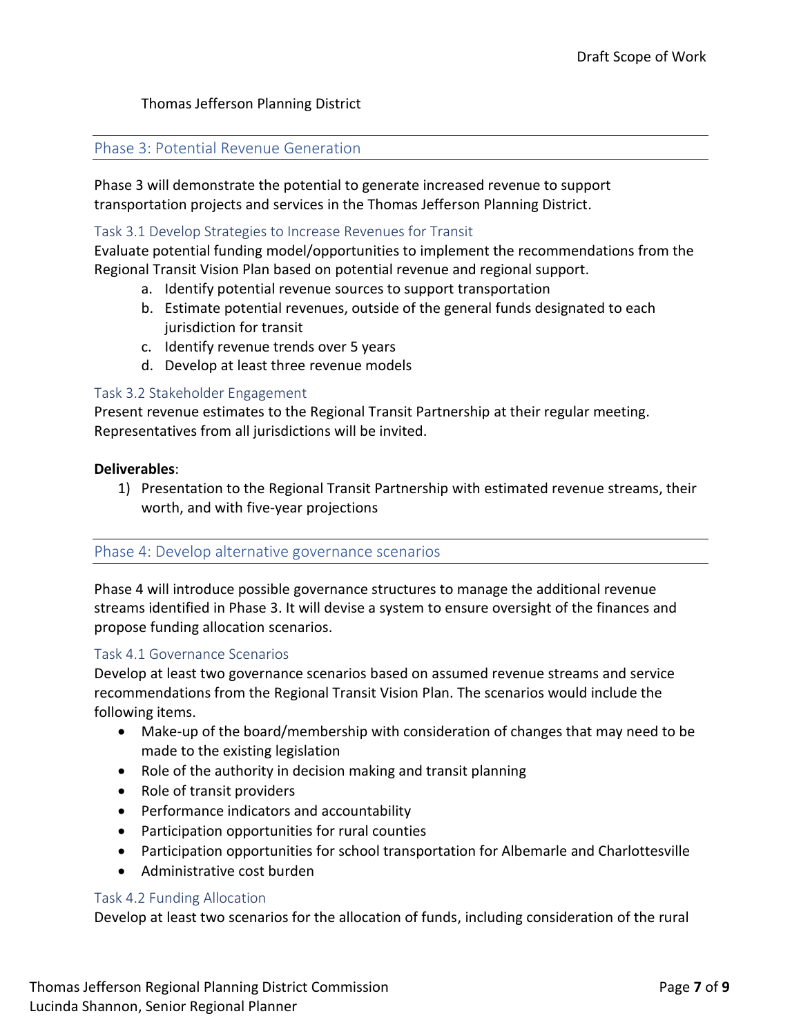Thomas Jefferson Planning District

## Phase 3: Potential Revenue Generation

Phase 3 will demonstrate the potential to generate increased revenue to support transportation projects and services in the Thomas Jefferson Planning District.

### Task 3.1 Develop Strategies to Increase Revenues for Transit

Evaluate potential funding model/opportunities to implement the recommendations from the Regional Transit Vision Plan based on potential revenue and regional support.

a. Identify potential revenue sources to support transportation
b. Estimate potential revenues, outside of the general funds designated to each jurisdiction for transit
c. Identify revenue trends over 5 years
d. Develop at least three revenue models

### Task 3.2 Stakeholder Engagement

Present revenue estimates to the Regional Transit Partnership at their regular meeting. Representatives from all jurisdictions will be invited.

**Deliverables**:

1) Presentation to the Regional Transit Partnership with estimated revenue streams, their worth, and with five-year projections

## Phase 4: Develop alternative governance scenarios

Phase 4 will introduce possible governance structures to manage the additional revenue streams identified in Phase 3. It will devise a system to ensure oversight of the finances and propose funding allocation scenarios.

### Task 4.1 Governance Scenarios

Develop at least two governance scenarios based on assumed revenue streams and service recommendations from the Regional Transit Vision Plan. The scenarios would include the following items.

- Make-up of the board/membership with consideration of changes that may need to be made to the existing legislation
- Role of the authority in decision making and transit planning
- Role of transit providers
- Performance indicators and accountability
- Participation opportunities for rural counties
- Participation opportunities for school transportation for Albemarle and Charlottesville
- Administrative cost burden

### Task 4.2 Funding Allocation

Develop at least two scenarios for the allocation of funds, including consideration of the rural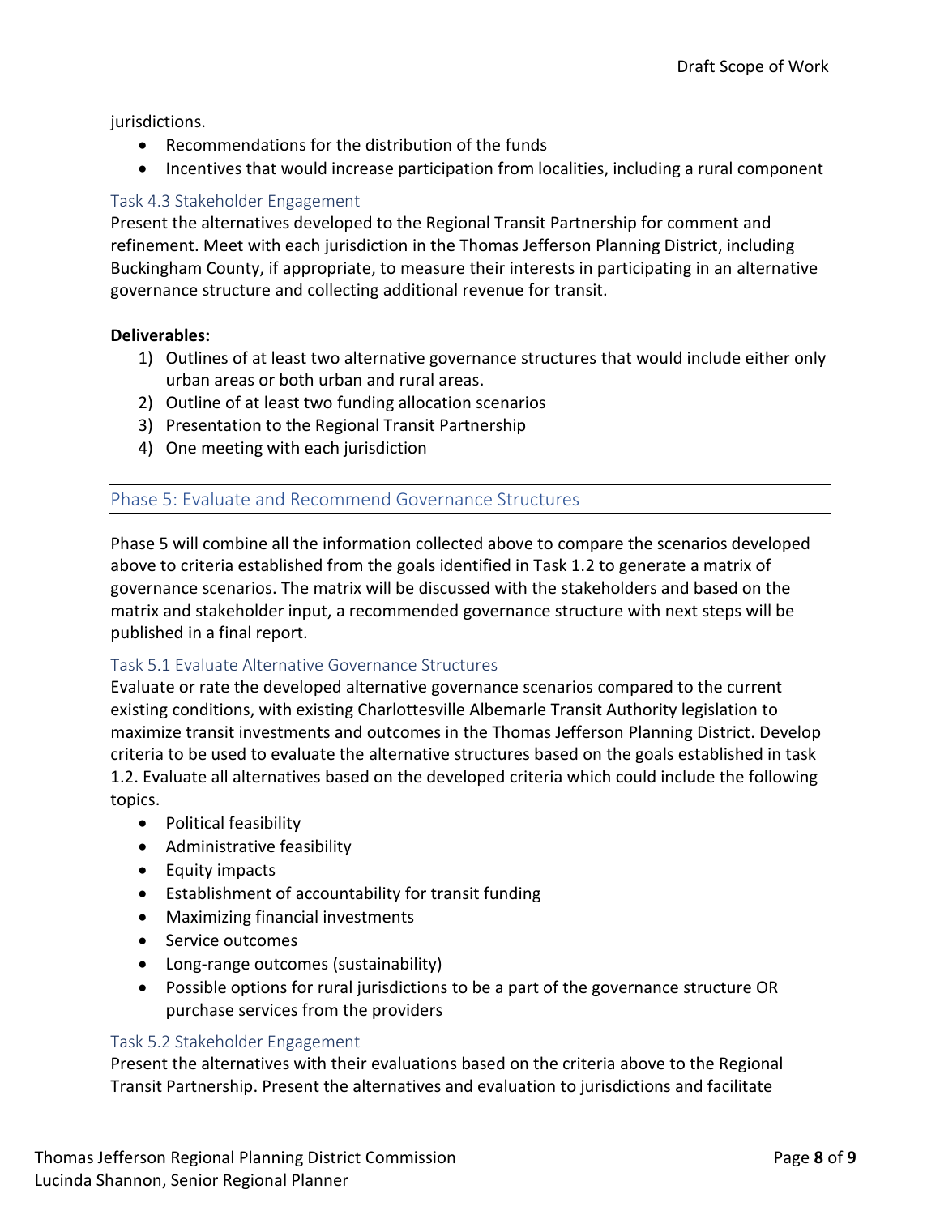jurisdictions.

- Recommendations for the distribution of the funds
- Incentives that would increase participation from localities, including a rural component

### Task 4.3 Stakeholder Engagement

Present the alternatives developed to the Regional Transit Partnership for comment and refinement. Meet with each jurisdiction in the Thomas Jefferson Planning District, including Buckingham County, if appropriate, to measure their interests in participating in an alternative governance structure and collecting additional revenue for transit.

**Deliverables:**

1) Outlines of at least two alternative governance structures that would include either only urban areas or both urban and rural areas.
2) Outline of at least two funding allocation scenarios
3) Presentation to the Regional Transit Partnership
4) One meeting with each jurisdiction

## Phase 5: Evaluate and Recommend Governance Structures

Phase 5 will combine all the information collected above to compare the scenarios developed above to criteria established from the goals identified in Task 1.2 to generate a matrix of governance scenarios. The matrix will be discussed with the stakeholders and based on the matrix and stakeholder input, a recommended governance structure with next steps will be published in a final report.

### Task 5.1 Evaluate Alternative Governance Structures

Evaluate or rate the developed alternative governance scenarios compared to the current existing conditions, with existing Charlottesville Albemarle Transit Authority legislation to maximize transit investments and outcomes in the Thomas Jefferson Planning District. Develop criteria to be used to evaluate the alternative structures based on the goals established in task 1.2. Evaluate all alternatives based on the developed criteria which could include the following topics.

- Political feasibility
- Administrative feasibility
- Equity impacts
- Establishment of accountability for transit funding
- Maximizing financial investments
- Service outcomes
- Long-range outcomes (sustainability)
- Possible options for rural jurisdictions to be a part of the governance structure OR purchase services from the providers

### Task 5.2 Stakeholder Engagement

Present the alternatives with their evaluations based on the criteria above to the Regional Transit Partnership. Present the alternatives and evaluation to jurisdictions and facilitate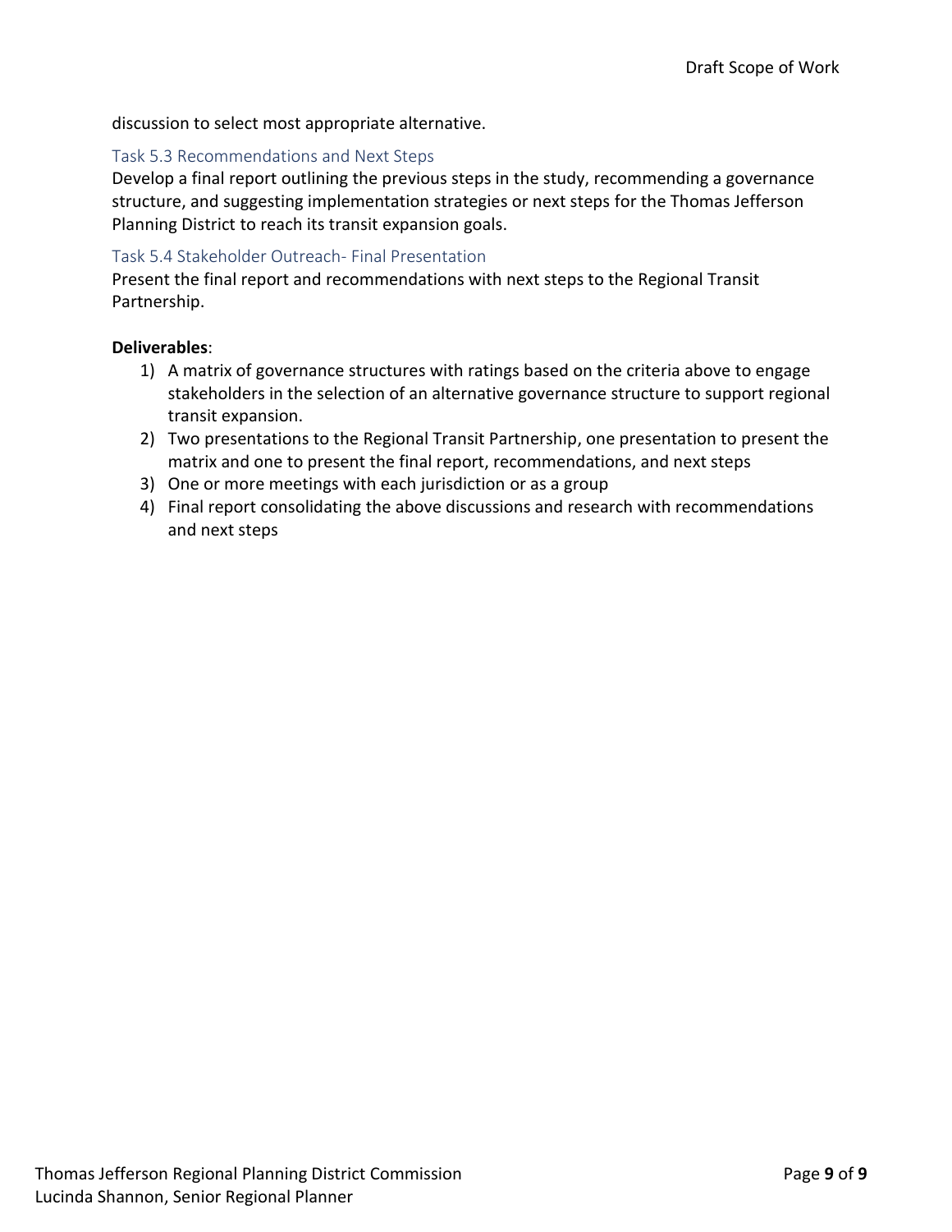discussion to select most appropriate alternative.

### Task 5.3 Recommendations and Next Steps

Develop a final report outlining the previous steps in the study, recommending a governance structure, and suggesting implementation strategies or next steps for the Thomas Jefferson Planning District to reach its transit expansion goals.

### Task 5.4 Stakeholder Outreach- Final Presentation

Present the final report and recommendations with next steps to the Regional Transit Partnership.

**Deliverables**:

1) A matrix of governance structures with ratings based on the criteria above to engage stakeholders in the selection of an alternative governance structure to support regional transit expansion.
2) Two presentations to the Regional Transit Partnership, one presentation to present the matrix and one to present the final report, recommendations, and next steps
3) One or more meetings with each jurisdiction or as a group
4) Final report consolidating the above discussions and research with recommendations and next steps